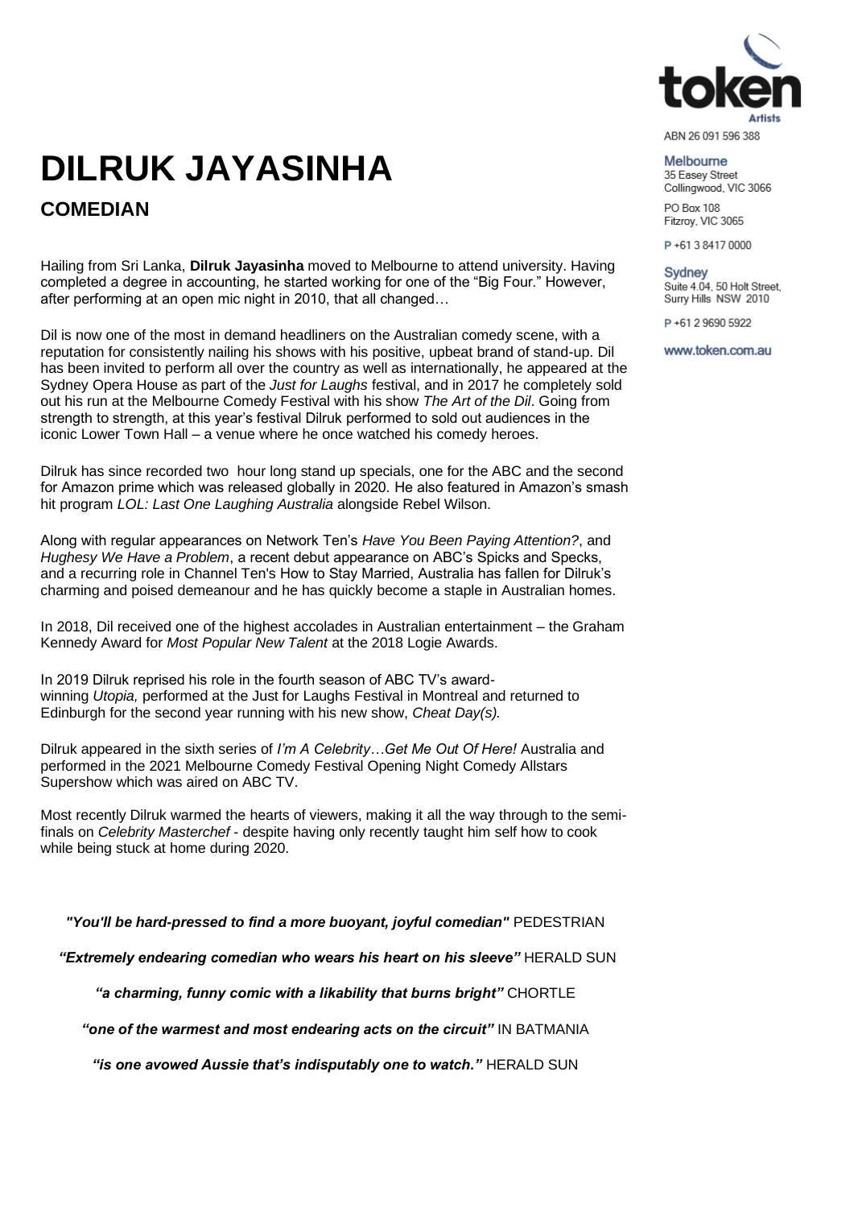# DILRUK JAYASINHA

## COMEDIAN

ABN 26 091 596 388

Melbourne
35 Easey Street
Collingwood, VIC 3066

PO Box 108
Fitzroy, VIC 3065

P +61 3 8417 0000

Sydney
Suite 4.04, 50 Holt Street,
Surry Hills NSW 2010

P +61 2 9690 5922

www.token.com.au

Hailing from Sri Lanka, **Dilruk Jayasinha** moved to Melbourne to attend university. Having completed a degree in accounting, he started working for one of the "Big Four." However, after performing at an open mic night in 2010, that all changed…

Dil is now one of the most in demand headliners on the Australian comedy scene, with a reputation for consistently nailing his shows with his positive, upbeat brand of stand-up. Dil has been invited to perform all over the country as well as internationally, he appeared at the Sydney Opera House as part of the *Just for Laughs* festival, and in 2017 he completely sold out his run at the Melbourne Comedy Festival with his show *The Art of the Dil*. Going from strength to strength, at this year's festival Dilruk performed to sold out audiences in the iconic Lower Town Hall – a venue where he once watched his comedy heroes.

Dilruk has since recorded two hour long stand up specials, one for the ABC and the second for Amazon prime which was released globally in 2020. He also featured in Amazon's smash hit program *LOL: Last One Laughing Australia* alongside Rebel Wilson.

Along with regular appearances on Network Ten's *Have You Been Paying Attention?*, and *Hughesy We Have a Problem*, a recent debut appearance on ABC's Spicks and Specks, and a recurring role in Channel Ten's How to Stay Married, Australia has fallen for Dilruk's charming and poised demeanour and he has quickly become a staple in Australian homes.

In 2018, Dil received one of the highest accolades in Australian entertainment – the Graham Kennedy Award for *Most Popular New Talent* at the 2018 Logie Awards.

In 2019 Dilruk reprised his role in the fourth season of ABC TV's award-winning *Utopia,* performed at the Just for Laughs Festival in Montreal and returned to Edinburgh for the second year running with his new show, *Cheat Day(s).*

Dilruk appeared in the sixth series of *I'm A Celebrity…Get Me Out Of Here!* Australia and performed in the 2021 Melbourne Comedy Festival Opening Night Comedy Allstars Supershow which was aired on ABC TV.

Most recently Dilruk warmed the hearts of viewers, making it all the way through to the semi-finals on *Celebrity Masterchef* - despite having only recently taught him self how to cook while being stuck at home during 2020.

***"You'll be hard-pressed to find a more buoyant, joyful comedian"*** PEDESTRIAN

***"Extremely endearing comedian who wears his heart on his sleeve"*** HERALD SUN

***"a charming, funny comic with a likability that burns bright"*** CHORTLE

***"one of the warmest and most endearing acts on the circuit"*** IN BATMANIA

***"is one avowed Aussie that's indisputably one to watch."*** HERALD SUN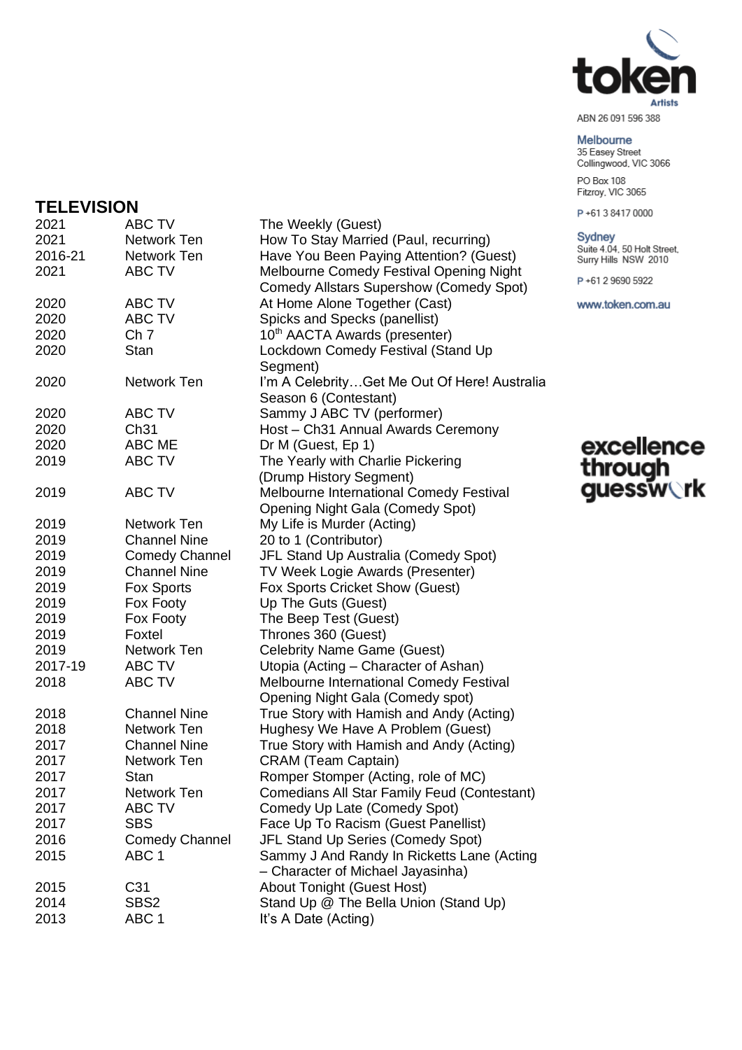## TELEVISION

| | | |
|---|---|---|
| 2021 | ABC TV | The Weekly (Guest) |
| 2021 | Network Ten | How To Stay Married (Paul, recurring) |
| 2016-21 | Network Ten | Have You Been Paying Attention? (Guest) |
| 2021 | ABC TV | Melbourne Comedy Festival Opening Night Comedy Allstars Supershow (Comedy Spot) |
| 2020 | ABC TV | At Home Alone Together (Cast) |
| 2020 | ABC TV | Spicks and Specks (panellist) |
| 2020 | Ch 7 | 10th AACTA Awards (presenter) |
| 2020 | Stan | Lockdown Comedy Festival (Stand Up Segment) |
| 2020 | Network Ten | I'm A Celebrity…Get Me Out Of Here! Australia Season 6 (Contestant) |
| 2020 | ABC TV | Sammy J ABC TV (performer) |
| 2020 | Ch31 | Host – Ch31 Annual Awards Ceremony |
| 2020 | ABC ME | Dr M (Guest, Ep 1) |
| 2019 | ABC TV | The Yearly with Charlie Pickering (Drump History Segment) |
| 2019 | ABC TV | Melbourne International Comedy Festival Opening Night Gala (Comedy Spot) |
| 2019 | Network Ten | My Life is Murder (Acting) |
| 2019 | Channel Nine | 20 to 1 (Contributor) |
| 2019 | Comedy Channel | JFL Stand Up Australia (Comedy Spot) |
| 2019 | Channel Nine | TV Week Logie Awards (Presenter) |
| 2019 | Fox Sports | Fox Sports Cricket Show (Guest) |
| 2019 | Fox Footy | Up The Guts (Guest) |
| 2019 | Fox Footy | The Beep Test (Guest) |
| 2019 | Foxtel | Thrones 360 (Guest) |
| 2019 | Network Ten | Celebrity Name Game (Guest) |
| 2017-19 | ABC TV | Utopia (Acting – Character of Ashan) |
| 2018 | ABC TV | Melbourne International Comedy Festival Opening Night Gala (Comedy spot) |
| 2018 | Channel Nine | True Story with Hamish and Andy (Acting) |
| 2018 | Network Ten | Hughesy We Have A Problem (Guest) |
| 2017 | Channel Nine | True Story with Hamish and Andy (Acting) |
| 2017 | Network Ten | CRAM (Team Captain) |
| 2017 | Stan | Romper Stomper (Acting, role of MC) |
| 2017 | Network Ten | Comedians All Star Family Feud (Contestant) |
| 2017 | ABC TV | Comedy Up Late (Comedy Spot) |
| 2017 | SBS | Face Up To Racism (Guest Panellist) |
| 2016 | Comedy Channel | JFL Stand Up Series (Comedy Spot) |
| 2015 | ABC 1 | Sammy J And Randy In Ricketts Lane (Acting – Character of Michael Jayasinha) |
| 2015 | C31 | About Tonight (Guest Host) |
| 2014 | SBS2 | Stand Up @ The Bella Union (Stand Up) |
| 2013 | ABC 1 | It's A Date (Acting) |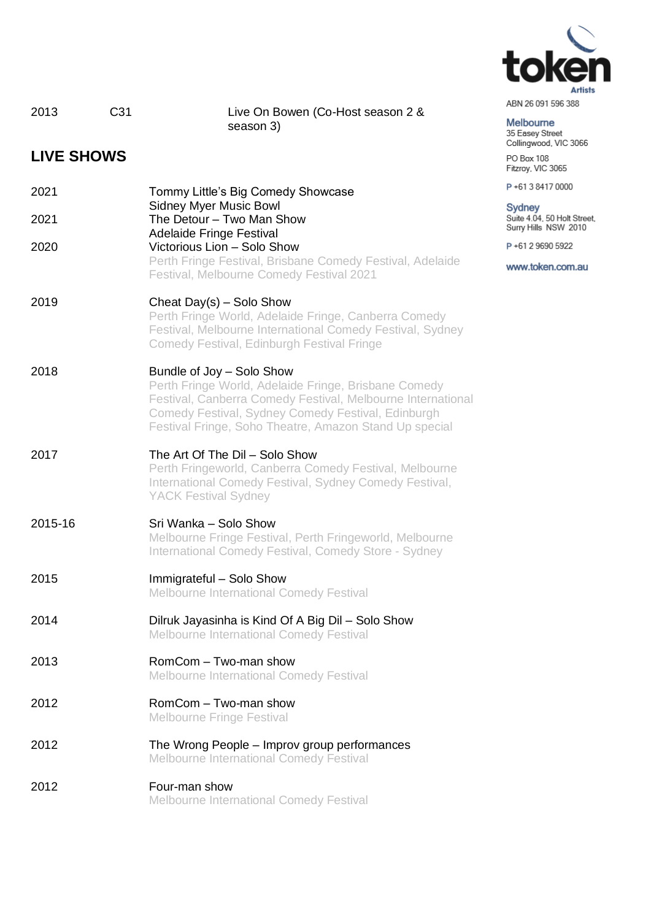| | | |
|---|---|---|
| 2013 | C31 | Live On Bowen (Co-Host season 2 & season 3) |

## LIVE SHOWS

**2021** Tommy Little's Big Comedy Showcase
Sidney Myer Music Bowl

**2021** The Detour – Two Man Show
Adelaide Fringe Festival

**2020** Victorious Lion – Solo Show
Perth Fringe Festival, Brisbane Comedy Festival, Adelaide Festival, Melbourne Comedy Festival 2021

**2019** Cheat Day(s) – Solo Show
Perth Fringe World, Adelaide Fringe, Canberra Comedy Festival, Melbourne International Comedy Festival, Sydney Comedy Festival, Edinburgh Festival Fringe

**2018** Bundle of Joy – Solo Show
Perth Fringe World, Adelaide Fringe, Brisbane Comedy Festival, Canberra Comedy Festival, Melbourne International Comedy Festival, Sydney Comedy Festival, Edinburgh Festival Fringe, Soho Theatre, Amazon Stand Up special

**2017** The Art Of The Dil – Solo Show
Perth Fringeworld, Canberra Comedy Festival, Melbourne International Comedy Festival, Sydney Comedy Festival, YACK Festival Sydney

**2015-16** Sri Wanka – Solo Show
Melbourne Fringe Festival, Perth Fringeworld, Melbourne International Comedy Festival, Comedy Store - Sydney

**2015** Immigrateful – Solo Show
Melbourne International Comedy Festival

**2014** Dilruk Jayasinha is Kind Of A Big Dil – Solo Show
Melbourne International Comedy Festival

**2013** RomCom – Two-man show
Melbourne International Comedy Festival

**2012** RomCom – Two-man show
Melbourne Fringe Festival

**2012** The Wrong People – Improv group performances
Melbourne International Comedy Festival

**2012** Four-man show
Melbourne International Comedy Festival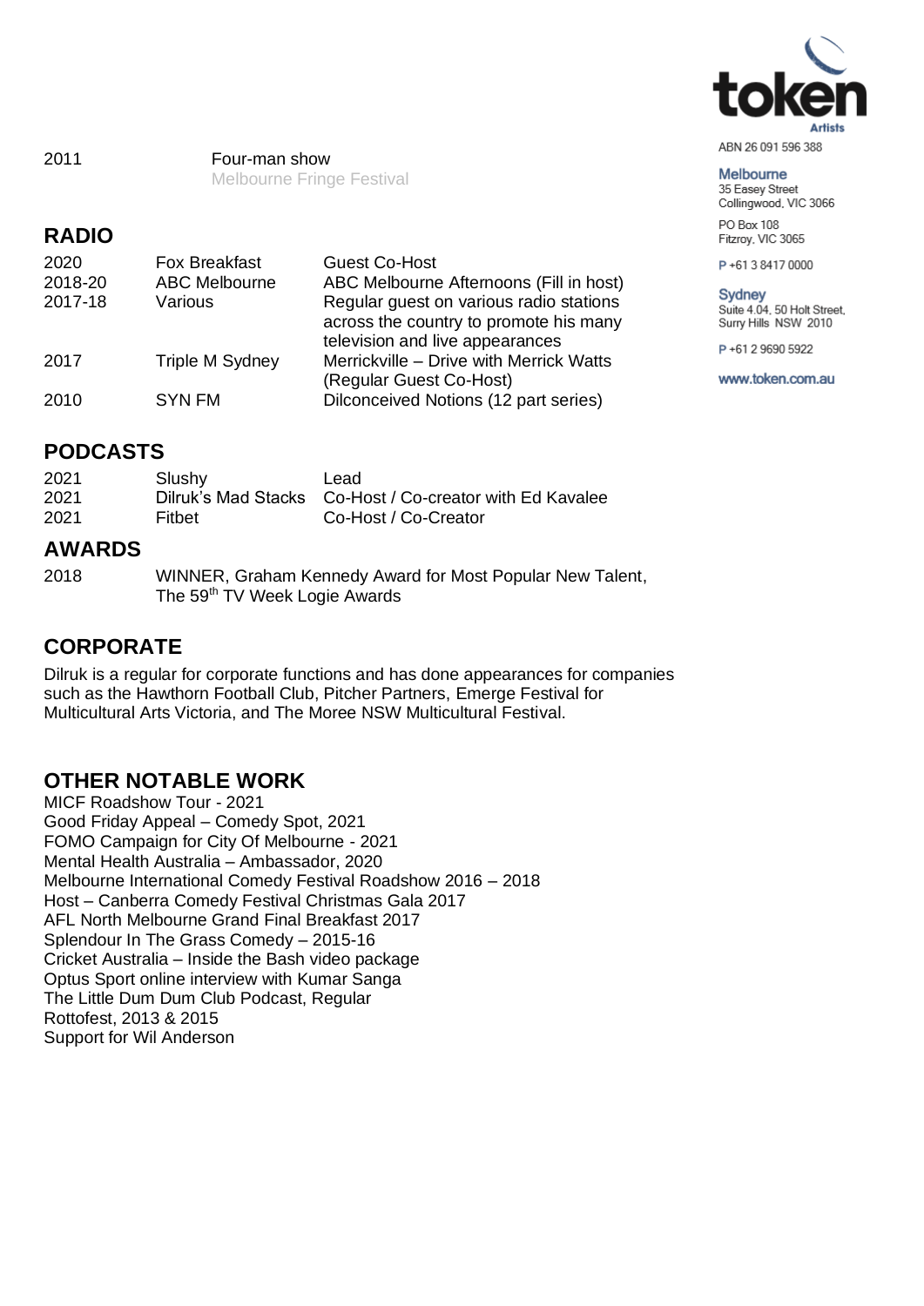| | |
|---|---|
| 2011 | Four-man show<br>Melbourne Fringe Festival |

## RADIO

| | | |
|---|---|---|
| 2020 | Fox Breakfast | Guest Co-Host |
| 2018-20 | ABC Melbourne | ABC Melbourne Afternoons (Fill in host) |
| 2017-18 | Various | Regular guest on various radio stations across the country to promote his many television and live appearances |
| 2017 | Triple M Sydney | Merrickville – Drive with Merrick Watts (Regular Guest Co-Host) |
| 2010 | SYN FM | Dilconceived Notions (12 part series) |

## PODCASTS

| | | |
|---|---|---|
| 2021 | Slushy | Lead |
| 2021 | Dilruk's Mad Stacks | Co-Host / Co-creator with Ed Kavalee |
| 2021 | Fitbet | Co-Host / Co-Creator |

## AWARDS

| | |
|---|---|
| 2018 | WINNER, Graham Kennedy Award for Most Popular New Talent, The 59th TV Week Logie Awards |

## CORPORATE

Dilruk is a regular for corporate functions and has done appearances for companies such as the Hawthorn Football Club, Pitcher Partners, Emerge Festival for Multicultural Arts Victoria, and The Moree NSW Multicultural Festival.

## OTHER NOTABLE WORK

MICF Roadshow Tour - 2021
Good Friday Appeal – Comedy Spot, 2021
FOMO Campaign for City Of Melbourne - 2021
Mental Health Australia – Ambassador, 2020
Melbourne International Comedy Festival Roadshow 2016 – 2018
Host – Canberra Comedy Festival Christmas Gala 2017
AFL North Melbourne Grand Final Breakfast 2017
Splendour In The Grass Comedy – 2015-16
Cricket Australia – Inside the Bash video package
Optus Sport online interview with Kumar Sanga
The Little Dum Dum Club Podcast, Regular
Rottofest, 2013 & 2015
Support for Wil Anderson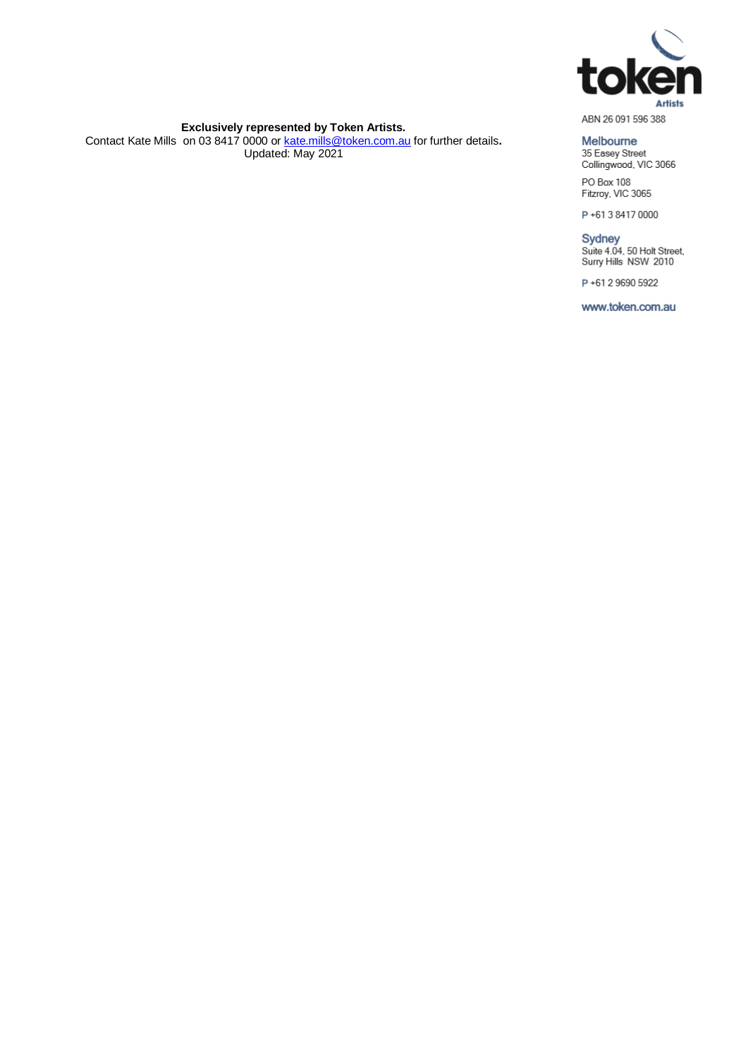**Exclusively represented by Token Artists.**
Contact Kate Mills on 03 8417 0000 or [kate.mills@token.com.au](mailto:kate.mills@token.com.au) for further details.
Updated: May 2021

token Artists

ABN 26 091 596 388

Melbourne
35 Easey Street
Collingwood, VIC 3066

PO Box 108
Fitzroy, VIC 3065

P +61 3 8417 0000

Sydney
Suite 4.04, 50 Holt Street,
Surry Hills NSW 2010

P +61 2 9690 5922

www.token.com.au